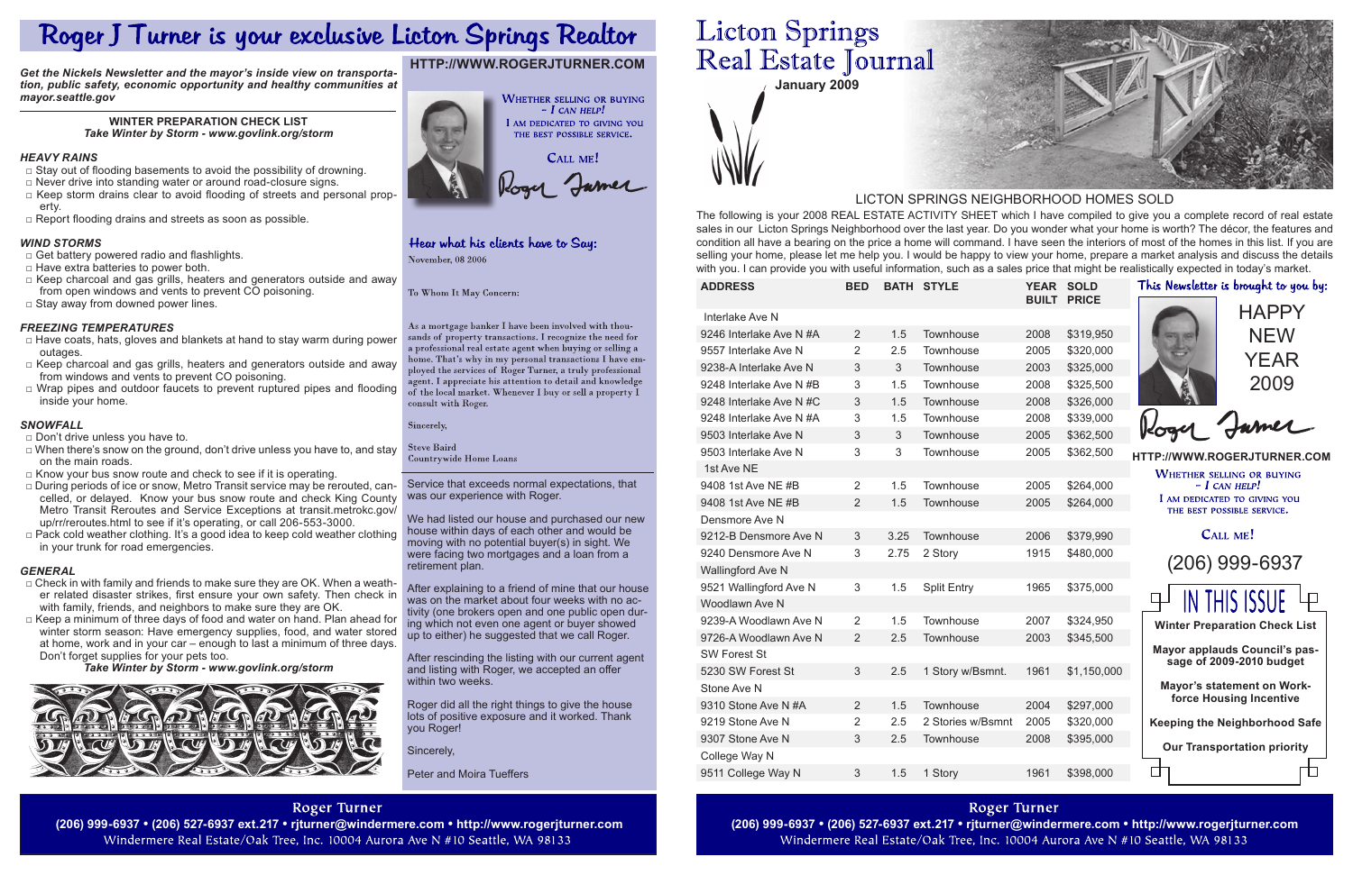# Roger J Turner is your exclusive Licton Springs Realtor

***Get the Nickels Newsletter and the mayor's inside view on transportation, public safety, economic opportunity and healthy communities at mayor.seattle.gov***

**WINTER PREPARATION CHECK LIST**
***Take Winter by Storm - www.govlink.org/storm***

### *HEAVY RAINS*

- Stay out of flooding basements to avoid the possibility of drowning.
- Never drive into standing water or around road-closure signs.
- Keep storm drains clear to avoid flooding of streets and personal property.
- Report flooding drains and streets as soon as possible.

### *WIND STORMS*

- Get battery powered radio and flashlights.
- Have extra batteries to power both.
- Keep charcoal and gas grills, heaters and generators outside and away from open windows and vents to prevent CO poisoning.
- Stay away from downed power lines.

### *FREEZING TEMPERATURES*

- Have coats, hats, gloves and blankets at hand to stay warm during power outages.
- Keep charcoal and gas grills, heaters and generators outside and away from windows and vents to prevent CO poisoning.
- Wrap pipes and outdoor faucets to prevent ruptured pipes and flooding inside your home.

### *SNOWFALL*

- Don't drive unless you have to.
- When there's snow on the ground, don't drive unless you have to, and stay on the main roads.
- Know your bus snow route and check to see if it is operating.
- During periods of ice or snow, Metro Transit service may be rerouted, cancelled, or delayed. Know your bus snow route and check King County Metro Transit Reroutes and Service Exceptions at transit.metrokc.gov/up/rr/reroutes.html to see if it's operating, or call 206-553-3000.
- Pack cold weather clothing. It's a good idea to keep cold weather clothing in your trunk for road emergencies.

### *GENERAL*

- Check in with family and friends to make sure they are OK. When a weather related disaster strikes, first ensure your own safety. Then check in with family, friends, and neighbors to make sure they are OK.
- Keep a minimum of three days of food and water on hand. Plan ahead for winter storm season: Have emergency supplies, food, and water stored at home, work and in your car – enough to last a minimum of three days. Don't forget supplies for your pets too.

***Take Winter by Storm - www.govlink.org/storm***

**HTTP://WWW.ROGERJTURNER.COM**

WHETHER SELLING OR BUYING – *I CAN HELP!*
I AM DEDICATED TO GIVING YOU THE BEST POSSIBLE SERVICE.

CALL ME!

Roger Turner

## Hear what his clients have to Say:

November, 08 2006

To Whom It May Concern:

As a mortgage banker I have been involved with thousands of property transactions. I recognize the need for a professional real estate agent when buying or selling a home. That's why in my personal transactions I have employed the services of Roger Turner, a truly professional agent. I appreciate his attention to detail and knowledge of the local market. Whenever I buy or sell a property I consult with Roger.

Sincerely,

Steve Baird
Countrywide Home Loans

---

Service that exceeds normal expectations, that was our experience with Roger.

We had listed our house and purchased our new house within days of each other and would be moving with no potential buyer(s) in sight. We were facing two mortgages and a loan from a retirement plan.

After explaining to a friend of mine that our house was on the market about four weeks with no activity (one brokers open and one public open during which not even one agent or buyer showed up to either) he suggested that we call Roger.

After rescinding the listing with our current agent and listing with Roger, we accepted an offer within two weeks.

Roger did all the right things to give the house lots of positive exposure and it worked. Thank you Roger!

Sincerely,

Peter and Moira Tueffers

**Roger Turner**
**(206) 999-6937 • (206) 527-6937 ext.217 • rjturner@windermere.com • http://www.rogerjturner.com**
Windermere Real Estate/Oak Tree, Inc. 10004 Aurora Ave N #10 Seattle, WA 98133

# Licton Springs Real Estate Journal

**January 2009**

## LICTON SPRINGS NEIGHBORHOOD HOMES SOLD

The following is your 2008 REAL ESTATE ACTIVITY SHEET which I have compiled to give you a complete record of real estate sales in our Licton Springs Neighborhood over the last year. Do you wonder what your home is worth? The décor, the features and condition all have a bearing on the price a home will command. I have seen the interiors of most of the homes in this list. If you are selling your home, please let me help you. I would be happy to view your home, prepare a market analysis and discuss the details with you. I can provide you with useful information, such as a sales price that might be realistically expected in today's market.

| ADDRESS | BED | BATH | STYLE | YEAR BUILT | SOLD PRICE |
|---|---|---|---|---|---|
| Interlake Ave N | | | | | |
| 9246 Interlake Ave N #A | 2 | 1.5 | Townhouse | 2008 | $319,950 |
| 9557 Interlake Ave N | 2 | 2.5 | Townhouse | 2005 | $320,000 |
| 9238-A Interlake Ave N | 3 | 3 | Townhouse | 2003 | $325,000 |
| 9248 Interlake Ave N #B | 3 | 1.5 | Townhouse | 2008 | $325,500 |
| 9248 Interlake Ave N #C | 3 | 1.5 | Townhouse | 2008 | $326,000 |
| 9248 Interlake Ave N #A | 3 | 1.5 | Townhouse | 2008 | $339,000 |
| 9503 Interlake Ave N | 3 | 3 | Townhouse | 2005 | $362,500 |
| 9503 Interlake Ave N | 3 | 3 | Townhouse | 2005 | $362,500 |
| 1st Ave NE | | | | | |
| 9408 1st Ave NE #B | 2 | 1.5 | Townhouse | 2005 | $264,000 |
| 9408 1st Ave NE #B | 2 | 1.5 | Townhouse | 2005 | $264,000 |
| Densmore Ave N | | | | | |
| 9212-B Densmore Ave N | 3 | 3.25 | Townhouse | 2006 | $379,990 |
| 9240 Densmore Ave N | 3 | 2.75 | 2 Story | 1915 | $480,000 |
| Wallingford Ave N | | | | | |
| 9521 Wallingford Ave N | 3 | 1.5 | Split Entry | 1965 | $375,000 |
| Woodlawn Ave N | | | | | |
| 9239-A Woodlawn Ave N | 2 | 1.5 | Townhouse | 2007 | $324,950 |
| 9726-A Woodlawn Ave N | 2 | 2.5 | Townhouse | 2003 | $345,500 |
| SW Forest St | | | | | |
| 5230 SW Forest St | 3 | 2.5 | 1 Story w/Bsmnt. | 1961 | $1,150,000 |
| Stone Ave N | | | | | |
| 9310 Stone Ave N #A | 2 | 1.5 | Townhouse | 2004 | $297,000 |
| 9219 Stone Ave N | 2 | 2.5 | 2 Stories w/Bsmnt | 2005 | $320,000 |
| 9307 Stone Ave N | 3 | 2.5 | Townhouse | 2008 | $395,000 |
| College Way N | | | | | |
| 9511 College Way N | 3 | 1.5 | 1 Story | 1961 | $398,000 |

## This Newsletter is brought to you by:

HAPPY NEW YEAR 2009

Roger Turner

**HTTP://WWW.ROGERJTURNER.COM**

WHETHER SELLING OR BUYING – *I CAN HELP!*
I AM DEDICATED TO GIVING YOU THE BEST POSSIBLE SERVICE.

CALL ME!

(206) 999-6937

## IN THIS ISSUE

**Winter Preparation Check List**

**Mayor applauds Council's passage of 2009-2010 budget**

**Mayor's statement on Workforce Housing Incentive**

**Keeping the Neighborhood Safe**

**Our Transportation priority**

**Roger Turner**
**(206) 999-6937 • (206) 527-6937 ext.217 • rjturner@windermere.com • http://www.rogerjturner.com**
Windermere Real Estate/Oak Tree, Inc. 10004 Aurora Ave N #10 Seattle, WA 98133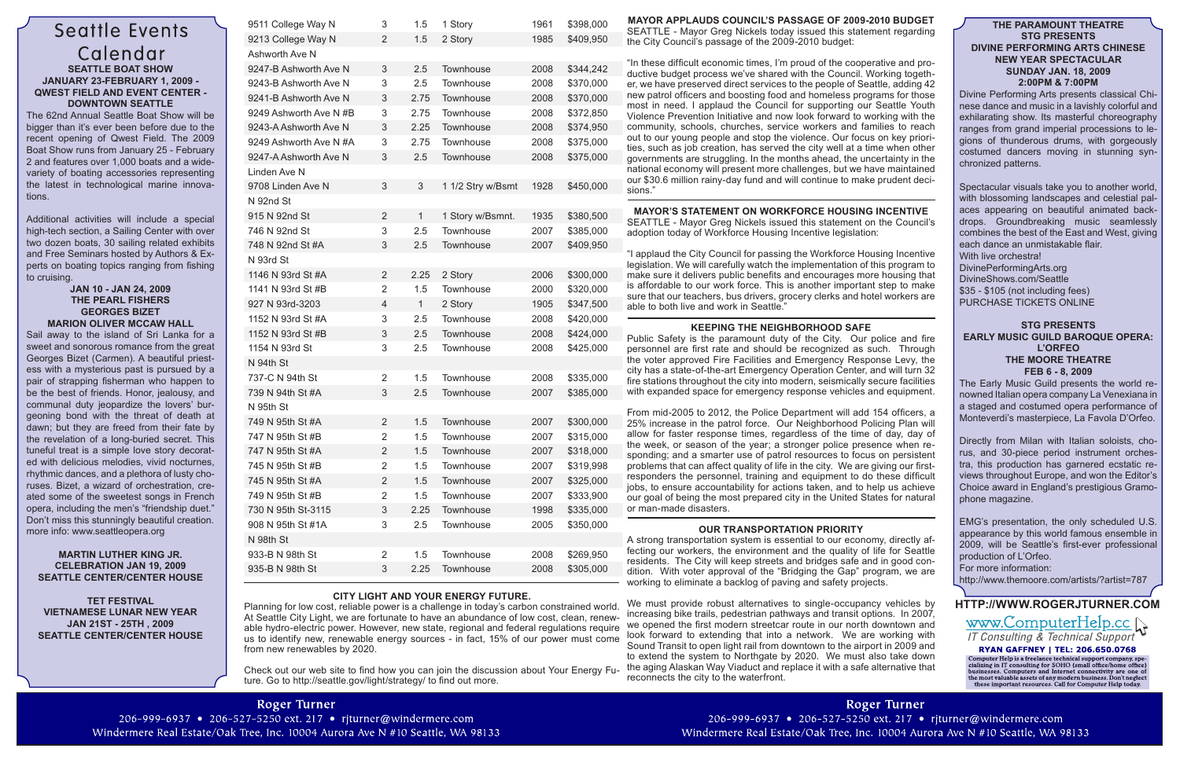# Seattle Events Calendar

**SEATTLE BOAT SHOW**
**JANUARY 23-FEBRUARY 1, 2009 - QWEST FIELD AND EVENT CENTER - DOWNTOWN SEATTLE**

The 62nd Annual Seattle Boat Show will be bigger than it's ever been before due to the recent opening of Qwest Field. The 2009 Boat Show runs from January 25 - February 2 and features over 1,000 boats and a wide-variety of boating accessories representing the latest in technological marine innovations.

Additional activities will include a special high-tech section, a Sailing Center with over two dozen boats, 30 sailing related exhibits and Free Seminars hosted by Authors & Experts on boating topics ranging from fishing to cruising.

**JAN 10 - JAN 24, 2009**
**THE PEARL FISHERS**
**GEORGES BIZET**
**MARION OLIVER MCCAW HALL**

Sail away to the island of Sri Lanka for a sweet and sonorous romance from the great Georges Bizet (Carmen). A beautiful priestess with a mysterious past is pursued by a pair of strapping fisherman who happen to be the best of friends. Honor, jealousy, and communal duty jeopardize the lovers' burgeoning bond with the threat of death at dawn; but they are freed from their fate by the revelation of a long-buried secret. This tuneful treat is a simple love story decorated with delicious melodies, vivid nocturnes, rhythmic dances, and a plethora of lusty choruses. Bizet, a wizard of orchestration, created some of the sweetest songs in French opera, including the men's "friendship duet." Don't miss this stunningly beautiful creation. more info: www.seattleopera.org

**MARTIN LUTHER KING JR. CELEBRATION JAN 19, 2009 SEATTLE CENTER/CENTER HOUSE**

**TET FESTIVAL VIETNAMESE LUNAR NEW YEAR JAN 21ST - 25TH , 2009 SEATTLE CENTER/CENTER HOUSE**

| | | | | | |
|---|---|---|---|---|---|
| 9511 College Way N | 3 | 1.5 | 1 Story | 1961 | $398,000 |
| 9213 College Way N | 2 | 1.5 | 2 Story | 1985 | $409,950 |
| Ashworth Ave N | | | | | |
| 9247-B Ashworth Ave N | 3 | 2.5 | Townhouse | 2008 | $344,242 |
| 9243-B Ashworth Ave N | 3 | 2.5 | Townhouse | 2008 | $370,000 |
| 9241-B Ashworth Ave N | 3 | 2.75 | Townhouse | 2008 | $370,000 |
| 9249 Ashworth Ave N #B | 3 | 2.75 | Townhouse | 2008 | $372,850 |
| 9243-A Ashworth Ave N | 3 | 2.25 | Townhouse | 2008 | $374,950 |
| 9249 Ashworth Ave N #A | 3 | 2.75 | Townhouse | 2008 | $375,000 |
| 9247-A Ashworth Ave N | 3 | 2.5 | Townhouse | 2008 | $375,000 |
| Linden Ave N | | | | | |
| 9708 Linden Ave N | 3 | 3 | 1 1/2 Stry w/Bsmt | 1928 | $450,000 |
| N 92nd St | | | | | |
| 915 N 92nd St | 2 | 1 | 1 Story w/Bsmnt. | 1935 | $380,500 |
| 746 N 92nd St | 3 | 2.5 | Townhouse | 2007 | $385,000 |
| 748 N 92nd St #A | 3 | 2.5 | Townhouse | 2007 | $409,950 |
| N 93rd St | | | | | |
| 1146 N 93rd St #A | 2 | 2.25 | 2 Story | 2006 | $300,000 |
| 1141 N 93rd St #B | 2 | 1.5 | Townhouse | 2000 | $320,000 |
| 927 N 93rd-3203 | 4 | 1 | 2 Story | 1905 | $347,500 |
| 1152 N 93rd St #A | 3 | 2.5 | Townhouse | 2008 | $420,000 |
| 1152 N 93rd St #B | 3 | 2.5 | Townhouse | 2008 | $424,000 |
| 1154 N 93rd St | 3 | 2.5 | Townhouse | 2008 | $425,000 |
| N 94th St | | | | | |
| 737-C N 94th St | 2 | 1.5 | Townhouse | 2008 | $335,000 |
| 739 N 94th St #A | 3 | 2.5 | Townhouse | 2007 | $385,000 |
| N 95th St | | | | | |
| 749 N 95th St #A | 2 | 1.5 | Townhouse | 2007 | $300,000 |
| 747 N 95th St #B | 2 | 1.5 | Townhouse | 2007 | $315,000 |
| 747 N 95th St #A | 2 | 1.5 | Townhouse | 2007 | $318,000 |
| 745 N 95th St #B | 2 | 1.5 | Townhouse | 2007 | $319,998 |
| 745 N 95th St #A | 2 | 1.5 | Townhouse | 2007 | $325,000 |
| 749 N 95th St #B | 2 | 1.5 | Townhouse | 2007 | $333,900 |
| 730 N 95th St-3115 | 3 | 2.25 | Townhouse | 1998 | $335,000 |
| 908 N 95th St #1A | 3 | 2.5 | Townhouse | 2005 | $350,000 |
| N 98th St | | | | | |
| 933-B N 98th St | 2 | 1.5 | Townhouse | 2008 | $269,950 |
| 935-B N 98th St | 3 | 2.25 | Townhouse | 2008 | $305,000 |

## CITY LIGHT AND YOUR ENERGY FUTURE.

Planning for low cost, reliable power is a challenge in today's carbon constrained world. At Seattle City Light, we are fortunate to have an abundance of low cost, clean, renewable hydro-electric power. However, new state, regional and federal regulations require us to identify new, renewable energy sources - in fact, 15% of our power must come from new renewables by 2020.

Check out our web site to find how you can join the discussion about Your Energy Future. Go to http://seattle.gov/light/strategy/ to find out more.

## MAYOR APPLAUDS COUNCIL'S PASSAGE OF 2009-2010 BUDGET

SEATTLE - Mayor Greg Nickels today issued this statement regarding the City Council's passage of the 2009-2010 budget:

"In these difficult economic times, I'm proud of the cooperative and productive budget process we've shared with the Council. Working together, we have preserved direct services to the people of Seattle, adding 42 new patrol officers and boosting food and homeless programs for those most in need. I applaud the Council for supporting our Seattle Youth Violence Prevention Initiative and now look forward to working with the community, schools, churches, service workers and families to reach out to our young people and stop the violence. Our focus on key priorities, such as job creation, has served the city well at a time when other governments are struggling. In the months ahead, the uncertainty in the national economy will present more challenges, but we have maintained our $30.6 million rainy-day fund and will continue to make prudent decisions."

## MAYOR'S STATEMENT ON WORKFORCE HOUSING INCENTIVE

SEATTLE - Mayor Greg Nickels issued this statement on the Council's adoption today of Workforce Housing Incentive legislation:

"I applaud the City Council for passing the Workforce Housing Incentive legislation. We will carefully watch the implementation of this program to make sure it delivers public benefits and encourages more housing that is affordable to our work force. This is another important step to make sure that our teachers, bus drivers, grocery clerks and hotel workers are able to both live and work in Seattle."

## KEEPING THE NEIGHBORHOOD SAFE

Public Safety is the paramount duty of the City. Our police and fire personnel are first rate and should be recognized as such. Through the voter approved Fire Facilities and Emergency Response Levy, the city has a state-of-the-art Emergency Operation Center, and will turn 32 fire stations throughout the city into modern, seismically secure facilities with expanded space for emergency response vehicles and equipment.

From mid-2005 to 2012, the Police Department will add 154 officers, a 25% increase in the patrol force. Our Neighborhood Policing Plan will allow for faster response times, regardless of the time of day, day of the week, or season of the year; a stronger police presence when responding; and a smarter use of patrol resources to focus on persistent problems that can affect quality of life in the city. We are giving our first-responders the personnel, training and equipment to do these difficult jobs, to ensure accountability for actions taken, and to help us achieve our goal of being the most prepared city in the United States for natural or man-made disasters.

## OUR TRANSPORTATION PRIORITY

A strong transportation system is essential to our economy, directly affecting our workers, the environment and the quality of life for Seattle residents. The City will keep streets and bridges safe and in good condition. With voter approval of the "Bridging the Gap" program, we are working to eliminate a backlog of paving and safety projects.

We must provide robust alternatives to single-occupancy vehicles by increasing bike trails, pedestrian pathways and transit options. In 2007, we opened the first modern streetcar route in our north downtown and look forward to extending that into a network. We are working with Sound Transit to open light rail from downtown to the airport in 2009 and to extend the system to Northgate by 2020. We must also take down the aging Alaskan Way Viaduct and replace it with a safe alternative that reconnects the city to the waterfront.

**THE PARAMOUNT THEATRE**
**STG PRESENTS**
**DIVINE PERFORMING ARTS CHINESE NEW YEAR SPECTACULAR**
**SUNDAY JAN. 18, 2009**
**2:00PM & 7:00PM**

Divine Performing Arts presents classical Chinese dance and music in a lavishly colorful and exhilarating show. Its masterful choreography ranges from grand imperial processions to legions of thunderous drums, with gorgeously costumed dancers moving in stunning synchronized patterns.

Spectacular visuals take you to another world, with blossoming landscapes and celestial palaces appearing on beautiful animated backdrops. Groundbreaking music seamlessly combines the best of the East and West, giving each dance an unmistakable flair.
With live orchestra!
DivinePerformingArts.org
DivineShows.com/Seattle
$35 - $105 (not including fees)
PURCHASE TICKETS ONLINE

**STG PRESENTS**
**EARLY MUSIC GUILD BAROQUE OPERA: L'ORFEO**
**THE MOORE THEATRE**
**FEB 6 - 8, 2009**

The Early Music Guild presents the world renowned Italian opera company La Venexiana in a staged and costumed opera performance of Monteverdi's masterpiece, La Favola D'Orfeo.

Directly from Milan with Italian soloists, chorus, and 30-piece period instrument orchestra, this production has garnered ecstatic reviews throughout Europe, and won the Editor's Choice award in England's prestigious Gramophone magazine.

EMG's presentation, the only scheduled U.S. appearance by this world famous ensemble in 2009, will be Seattle's first-ever professional production of L'Orfeo.
For more information:
http://www.themoore.com/artists/?artist=787

**HTTP://WWW.ROGERJTURNER.COM**

www.ComputerHelp.cc
IT Consulting & Technical Support
**RYAN GAFFNEY | TEL: 206.650.0768**
Computer Help is a freelance technical support company, specializing in IT consulting for SOHO (small office/home office) businesses. Computers and Internet connectivity are one of the most valuable assets of any modern business. Don't neglect these important resources. Call for Computer Help today.

**Roger Turner**
206-999-6937 • 206-527-5250 ext. 217 • rjturner@windermere.com
Windermere Real Estate/Oak Tree, Inc. 10004 Aurora Ave N #10 Seattle, WA 98133